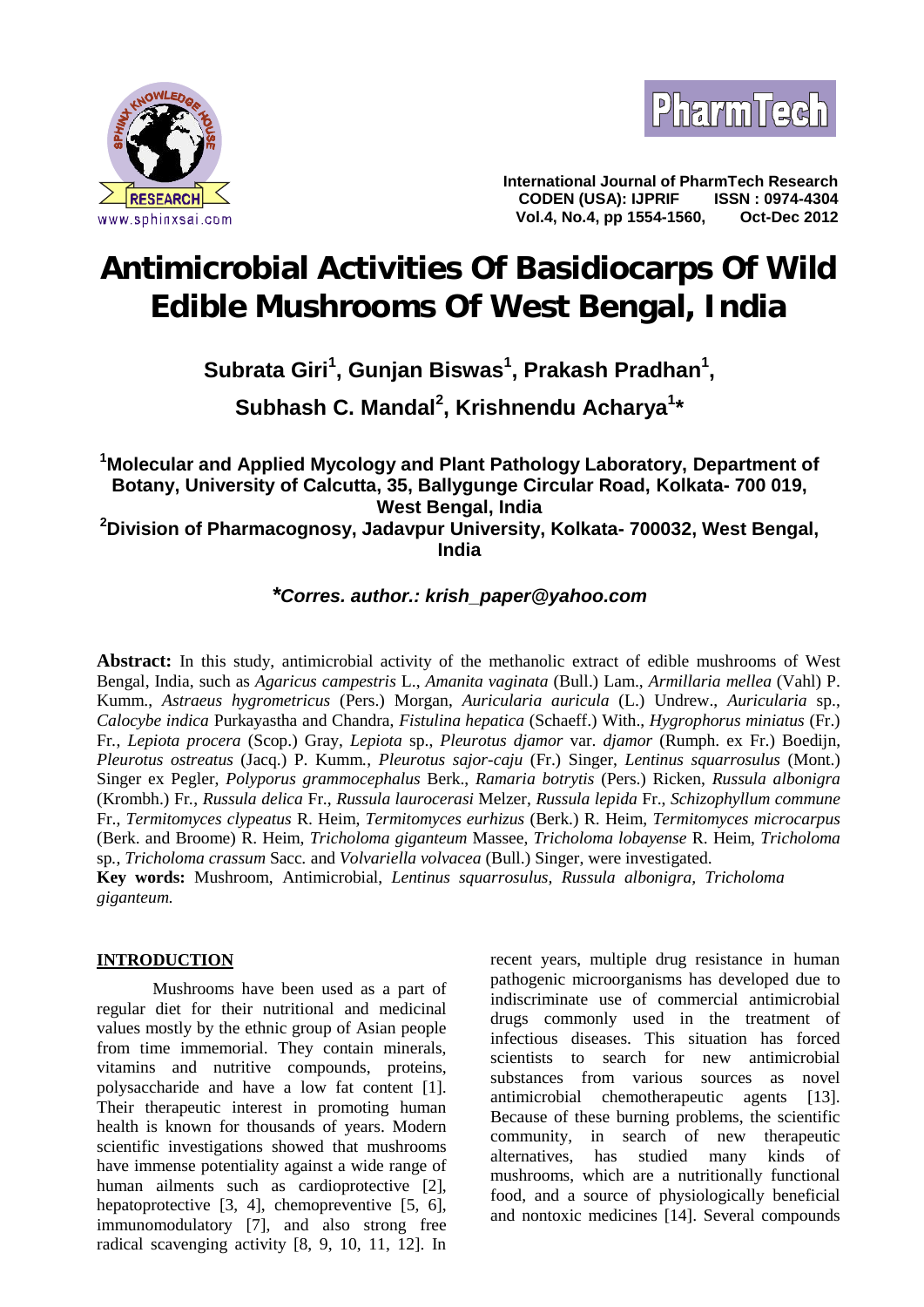# Antimicrobial Activities Of Basidiocarps Of Wild Edible Mushrooms Of West Bengal, India

**Subrata Giri[1], Gunjan Biswas[1], Prakash Pradhan[1], Subhash C. Mandal[2], Krishnendu Acharya[1]***

**[1]Molecular and Applied Mycology and Plant Pathology Laboratory, Department of Botany, University of Calcutta, 35, Ballygunge Circular Road, Kolkata- 700 019, West Bengal, India**

**[2]Division of Pharmacognosy, Jadavpur University, Kolkata- 700032, West Bengal, India**

***Corres. author.: krish_paper@yahoo.com***

**Abstract:** In this study, antimicrobial activity of the methanolic extract of edible mushrooms of West Bengal, India, such as *Agaricus campestris* L., *Amanita vaginata* (Bull.) Lam., *Armillaria mellea* (Vahl) P. Kumm., *Astraeus hygrometricus* (Pers.) Morgan, *Auricularia auricula* (L.) Undrew., *Auricularia* sp., *Calocybe indica* Purkayastha and Chandra, *Fistulina hepatica* (Schaeff.) With., *Hygrophorus miniatus* (Fr.) Fr., *Lepiota procera* (Scop.) Gray, *Lepiota* sp., *Pleurotus djamor* var. *djamor* (Rumph. ex Fr.) Boedijn, *Pleurotus ostreatus* (Jacq.) P. Kumm., *Pleurotus sajor-caju* (Fr.) Singer, *Lentinus squarrosulus* (Mont.) Singer ex Pegler, *Polyporus grammocephalus* Berk., *Ramaria botrytis* (Pers.) Ricken, *Russula albonigra* (Krombh.) Fr., *Russula delica* Fr., *Russula laurocerasi* Melzer, *Russula lepida* Fr., *Schizophyllum commune* Fr., *Termitomyces clypeatus* R. Heim, *Termitomyces eurhizus* (Berk.) R. Heim, *Termitomyces microcarpus* (Berk. and Broome) R. Heim, *Tricholoma giganteum* Massee, *Tricholoma lobayense* R. Heim, *Tricholoma* sp., *Tricholoma crassum* Sacc. and *Volvariella volvacea* (Bull.) Singer, were investigated.

**Key words:** Mushroom, Antimicrobial, *Lentinus squarrosulus, Russula albonigra, Tricholoma giganteum.*

## INTRODUCTION

Mushrooms have been used as a part of regular diet for their nutritional and medicinal values mostly by the ethnic group of Asian people from time immemorial. They contain minerals, vitamins and nutritive compounds, proteins, polysaccharide and have a low fat content [1]. Their therapeutic interest in promoting human health is known for thousands of years. Modern scientific investigations showed that mushrooms have immense potentiality against a wide range of human ailments such as cardioprotective [2], hepatoprotective [3, 4], chemopreventive [5, 6], immunomodulatory [7], and also strong free radical scavenging activity [8, 9, 10, 11, 12]. In recent years, multiple drug resistance in human pathogenic microorganisms has developed due to indiscriminate use of commercial antimicrobial drugs commonly used in the treatment of infectious diseases. This situation has forced scientists to search for new antimicrobial substances from various sources as novel antimicrobial chemotherapeutic agents [13]. Because of these burning problems, the scientific community, in search of new therapeutic alternatives, has studied many kinds of mushrooms, which are a nutritionally functional food, and a source of physiologically beneficial and nontoxic medicines [14]. Several compounds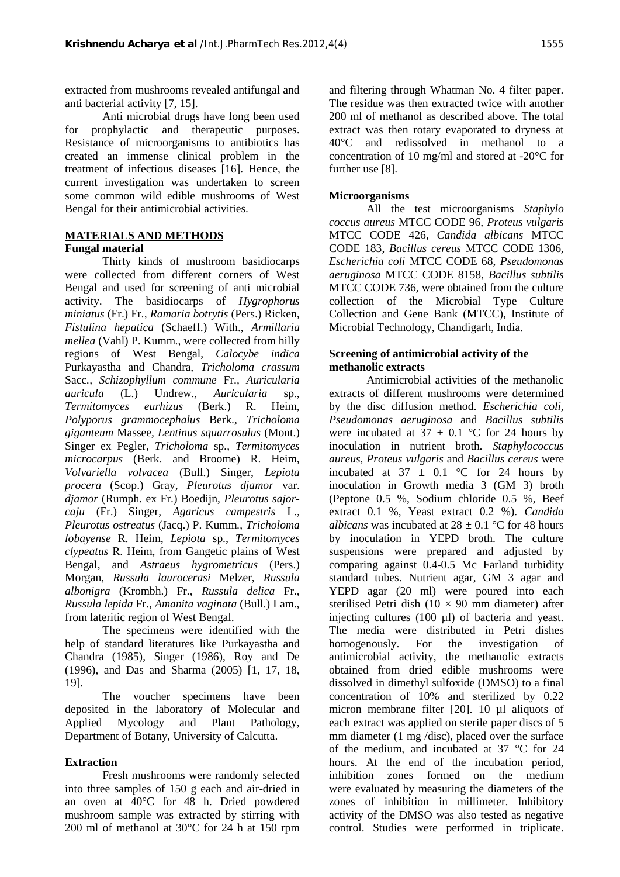extracted from mushrooms revealed antifungal and anti bacterial activity [7, 15].

Anti microbial drugs have long been used for prophylactic and therapeutic purposes. Resistance of microorganisms to antibiotics has created an immense clinical problem in the treatment of infectious diseases [16]. Hence, the current investigation was undertaken to screen some common wild edible mushrooms of West Bengal for their antimicrobial activities.

## MATERIALS AND METHODS

### Fungal material

Thirty kinds of mushroom basidiocarps were collected from different corners of West Bengal and used for screening of anti microbial activity. The basidiocarps of *Hygrophorus miniatus* (Fr.) Fr., *Ramaria botrytis* (Pers.) Ricken, *Fistulina hepatica* (Schaeff.) With., *Armillaria mellea* (Vahl) P. Kumm., were collected from hilly regions of West Bengal, *Calocybe indica* Purkayastha and Chandra, *Tricholoma crassum* Sacc., *Schizophyllum commune* Fr., *Auricularia auricula* (L.) Undrew., *Auricularia* sp., *Termitomyces eurhizus* (Berk.) R. Heim, *Polyporus grammocephalus* Berk., *Tricholoma giganteum* Massee, *Lentinus squarrosulus* (Mont.) Singer ex Pegler, *Tricholoma* sp., *Termitomyces microcarpus* (Berk. and Broome) R. Heim, *Volvariella volvacea* (Bull.) Singer, *Lepiota procera* (Scop.) Gray, *Pleurotus djamor* var. *djamor* (Rumph. ex Fr.) Boedijn, *Pleurotus sajor-caju* (Fr.) Singer, *Agaricus campestris* L., *Pleurotus ostreatus* (Jacq.) P. Kumm., *Tricholoma lobayense* R. Heim, *Lepiota* sp., *Termitomyces clypeatus* R. Heim, from Gangetic plains of West Bengal, and *Astraeus hygrometricus* (Pers.) Morgan, *Russula laurocerasi* Melzer, *Russula albonigra* (Krombh.) Fr., *Russula delica* Fr., *Russula lepida* Fr., *Amanita vaginata* (Bull.) Lam., from lateritic region of West Bengal.

The specimens were identified with the help of standard literatures like Purkayastha and Chandra (1985), Singer (1986), Roy and De (1996), and Das and Sharma (2005) [1, 17, 18, 19].

The voucher specimens have been deposited in the laboratory of Molecular and Applied Mycology and Plant Pathology, Department of Botany, University of Calcutta.

### Extraction

Fresh mushrooms were randomly selected into three samples of 150 g each and air-dried in an oven at 40°C for 48 h. Dried powdered mushroom sample was extracted by stirring with 200 ml of methanol at 30°C for 24 h at 150 rpm and filtering through Whatman No. 4 filter paper. The residue was then extracted twice with another 200 ml of methanol as described above. The total extract was then rotary evaporated to dryness at 40°C and redissolved in methanol to a concentration of 10 mg/ml and stored at -20°C for further use [8].

### Microorganisms

All the test microorganisms *Staphylo coccus aureus* MTCC CODE 96, *Proteus vulgaris* MTCC CODE 426, *Candida albicans* MTCC CODE 183, *Bacillus cereus* MTCC CODE 1306, *Escherichia coli* MTCC CODE 68, *Pseudomonas aeruginosa* MTCC CODE 8158, *Bacillus subtilis* MTCC CODE 736, were obtained from the culture collection of the Microbial Type Culture Collection and Gene Bank (MTCC), Institute of Microbial Technology, Chandigarh, India.

### Screening of antimicrobial activity of the methanolic extracts

Antimicrobial activities of the methanolic extracts of different mushrooms were determined by the disc diffusion method. *Escherichia coli, Pseudomonas aeruginosa* and *Bacillus subtilis* were incubated at $37 \pm 0.1$ °C for 24 hours by inoculation in nutrient broth. *Staphylococcus aureus, Proteus vulgaris* and *Bacillus cereus* were incubated at $37 \pm 0.1$ °C for 24 hours by inoculation in Growth media 3 (GM 3) broth (Peptone 0.5 %, Sodium chloride 0.5 %, Beef extract 0.1 %, Yeast extract 0.2 %). *Candida albicans* was incubated at $28 \pm 0.1$ °C for 48 hours by inoculation in YEPD broth. The culture suspensions were prepared and adjusted by comparing against 0.4-0.5 Mc Farland turbidity standard tubes. Nutrient agar, GM 3 agar and YEPD agar (20 ml) were poured into each sterilised Petri dish ($10 \times 90$ mm diameter) after injecting cultures (100 µl) of bacteria and yeast. The media were distributed in Petri dishes homogenously. For the investigation of antimicrobial activity, the methanolic extracts obtained from dried edible mushrooms were dissolved in dimethyl sulfoxide (DMSO) to a final concentration of 10% and sterilized by 0.22 micron membrane filter [20]. 10 µl aliquots of each extract was applied on sterile paper discs of 5 mm diameter (1 mg /disc), placed over the surface of the medium, and incubated at 37 °C for 24 hours. At the end of the incubation period, inhibition zones formed on the medium were evaluated by measuring the diameters of the zones of inhibition in millimeter. Inhibitory activity of the DMSO was also tested as negative control. Studies were performed in triplicate.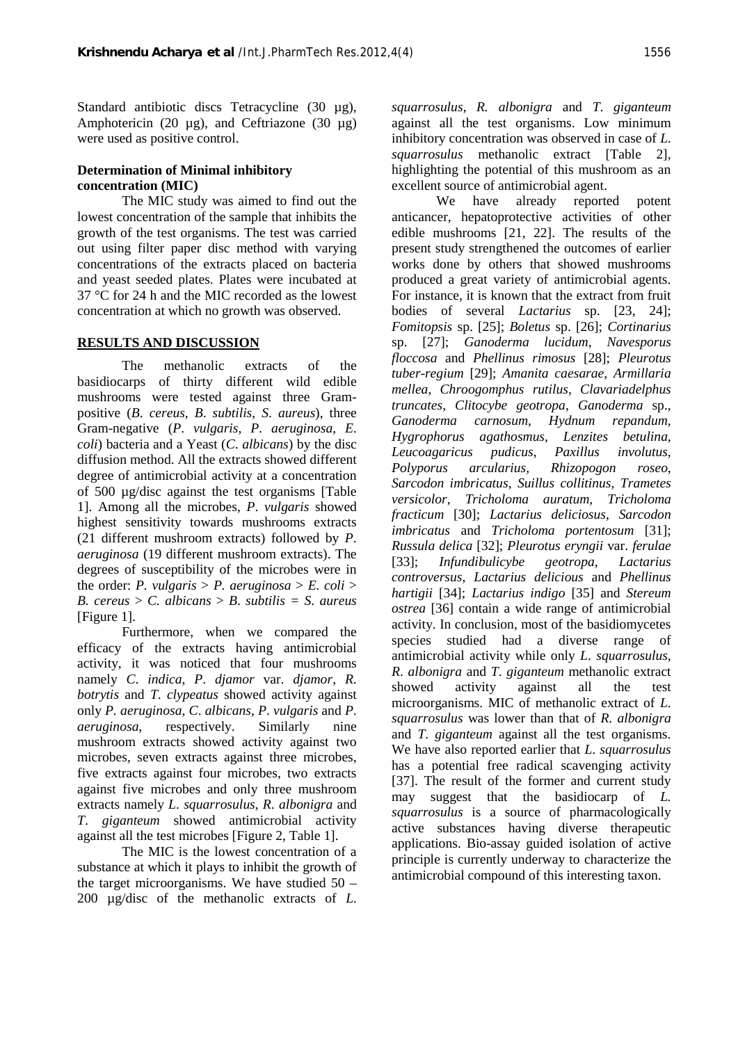Standard antibiotic discs Tetracycline (30 µg), Amphotericin (20 µg), and Ceftriazone (30 µg) were used as positive control.

**Determination of Minimal inhibitory concentration (MIC)**

The MIC study was aimed to find out the lowest concentration of the sample that inhibits the growth of the test organisms. The test was carried out using filter paper disc method with varying concentrations of the extracts placed on bacteria and yeast seeded plates. Plates were incubated at 37 °C for 24 h and the MIC recorded as the lowest concentration at which no growth was observed.

## RESULTS AND DISCUSSION

The methanolic extracts of the basidiocarps of thirty different wild edible mushrooms were tested against three Gram-positive (*B. cereus*, *B. subtilis*, *S. aureus*), three Gram-negative (*P. vulgaris*, *P. aeruginosa*, *E. coli*) bacteria and a Yeast (*C. albicans*) by the disc diffusion method. All the extracts showed different degree of antimicrobial activity at a concentration of 500 µg/disc against the test organisms [Table 1]. Among all the microbes, *P. vulgaris* showed highest sensitivity towards mushrooms extracts (21 different mushroom extracts) followed by *P. aeruginosa* (19 different mushroom extracts). The degrees of susceptibility of the microbes were in the order: *P. vulgaris* > *P. aeruginosa* > *E. coli* > *B. cereus* > *C. albicans* > *B. subtilis* = *S. aureus* [Figure 1].

Furthermore, when we compared the efficacy of the extracts having antimicrobial activity, it was noticed that four mushrooms namely *C. indica*, *P. djamor* var. *djamor*, *R. botrytis* and *T. clypeatus* showed activity against only *P. aeruginosa*, *C. albicans*, *P. vulgaris* and *P. aeruginosa*, respectively. Similarly nine mushroom extracts showed activity against two microbes, seven extracts against three microbes, five extracts against four microbes, two extracts against five microbes and only three mushroom extracts namely *L. squarrosulus*, *R. albonigra* and *T. giganteum* showed antimicrobial activity against all the test microbes [Figure 2, Table 1].

The MIC is the lowest concentration of a substance at which it plays to inhibit the growth of the target microorganisms. We have studied 50 – 200 µg/disc of the methanolic extracts of *L. squarrosulus*, *R. albonigra* and *T. giganteum* against all the test organisms. Low minimum inhibitory concentration was observed in case of *L. squarrosulus* methanolic extract [Table 2], highlighting the potential of this mushroom as an excellent source of antimicrobial agent.

We have already reported potent anticancer, hepatoprotective activities of other edible mushrooms [21, 22]. The results of the present study strengthened the outcomes of earlier works done by others that showed mushrooms produced a great variety of antimicrobial agents. For instance, it is known that the extract from fruit bodies of several *Lactarius* sp. [23, 24]; *Fomitopsis* sp. [25]; *Boletus* sp. [26]; *Cortinarius* sp. [27]; *Ganoderma lucidum*, *Navesporus floccosa* and *Phellinus rimosus* [28]; *Pleurotus tuber-regium* [29]; *Amanita caesarae*, *Armillaria mellea*, *Chroogomphus rutilus*, *Clavariadelphus truncates*, *Clitocybe geotropa*, *Ganoderma* sp., *Ganoderma carnosum*, *Hydnum repandum*, *Hygrophorus agathosmus*, *Lenzites betulina*, *Leucoagaricus pudicus*, *Paxillus involutus*, *Polyporus arcularius*, *Rhizopogon roseo*, *Sarcodon imbricatus*, *Suillus collitinus*, *Trametes versicolor*, *Tricholoma auratum*, *Tricholoma fracticum* [30]; *Lactarius deliciosus*, *Sarcodon imbricatus* and *Tricholoma portentosum* [31]; *Russula delica* [32]; *Pleurotus eryngii* var. *ferulae* [33]; *Infundibulicybe geotropa*, *Lactarius controversus*, *Lactarius delicious* and *Phellinus hartigii* [34]; *Lactarius indigo* [35] and *Stereum ostrea* [36] contain a wide range of antimicrobial activity. In conclusion, most of the basidiomycetes species studied had a diverse range of antimicrobial activity while only *L. squarrosulus*, *R. albonigra* and *T. giganteum* methanolic extract showed activity against all the test microorganisms. MIC of methanolic extract of *L. squarrosulus* was lower than that of *R. albonigra* and *T. giganteum* against all the test organisms. We have also reported earlier that *L. squarrosulus* has a potential free radical scavenging activity [37]. The result of the former and current study may suggest that the basidiocarp of *L. squarrosulus* is a source of pharmacologically active substances having diverse therapeutic applications. Bio-assay guided isolation of active principle is currently underway to characterize the antimicrobial compound of this interesting taxon.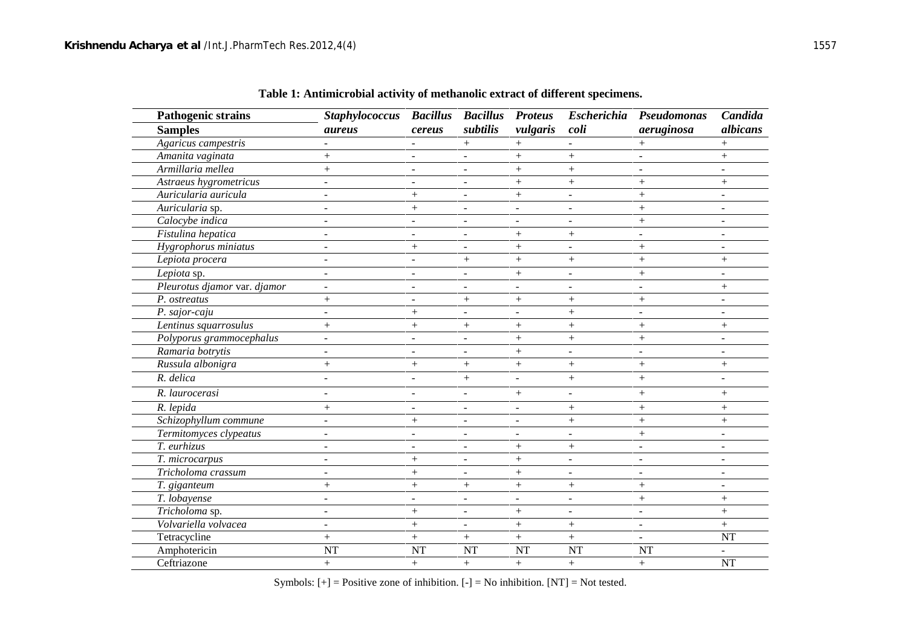**Table 1: Antimicrobial activity of methanolic extract of different specimens.**

| Pathogenic strains / Samples | *Staphylococcus aureus* | *Bacillus cereus* | *Bacillus subtilis* | *Proteus vulgaris* | *Escherichia coli* | *Pseudomonas aeruginosa* | *Candida albicans* |
|---|---|---|---|---|---|---|---|
| *Agaricus campestris* | - | - | + | + | - | + | + |
| *Amanita vaginata* | + | - | - | + | + | - | + |
| *Armillaria mellea* | + | - | - | + | + | - | - |
| *Astraeus hygrometricus* | - | - | - | + | + | + | + |
| *Auricularia auricula* | - | + | - | + | - | + | - |
| *Auricularia* sp. | - | + | - | - | - | + | - |
| *Calocybe indica* | - | - | - | - | - | + | - |
| *Fistulina hepatica* | - | - | - | + | + | - | - |
| *Hygrophorus miniatus* | - | + | - | + | - | + | - |
| *Lepiota procera* | - | - | + | + | + | + | + |
| *Lepiota* sp. | - | - | - | + | - | + | - |
| *Pleurotus djamor* var. *djamor* | - | - | - | - | - | - | + |
| *P. ostreatus* | + | - | + | + | + | + | - |
| *P. sajor-caju* | - | + | - | - | + | - | - |
| *Lentinus squarrosulus* | + | + | + | + | + | + | + |
| *Polyporus grammocephalus* | - | - | - | + | + | + | - |
| *Ramaria botrytis* | - | - | - | + | - | - | - |
| *Russula albonigra* | + | + | + | + | + | + | + |
| *R. delica* | - | - | + | - | + | + | - |
| *R. laurocerasi* | - | - | - | + | - | + | + |
| *R. lepida* | + | - | - | - | + | + | + |
| *Schizophyllum commune* | - | + | - | - | + | + | + |
| *Termitomyces clypeatus* | - | - | - | - | - | + | - |
| *T. eurhizus* | - | - | - | + | + | - | - |
| *T. microcarpus* | - | + | - | + | - | - | - |
| *Tricholoma crassum* | - | + | - | + | - | - | - |
| *T. giganteum* | + | + | + | + | + | + | - |
| *T. lobayense* | - | - | - | - | - | + | + |
| *Tricholoma* sp. | - | + | - | + | - | - | + |
| *Volvariella volvacea* | - | + | - | + | + | - | + |
| Tetracycline | + | + | + | + | + | - | NT |
| Amphotericin | NT | NT | NT | NT | NT | NT | - |
| Ceftriazone | + | + | + | + | + | + | NT |

Symbols: [+] = Positive zone of inhibition. [-] = No inhibition. [NT] = Not tested.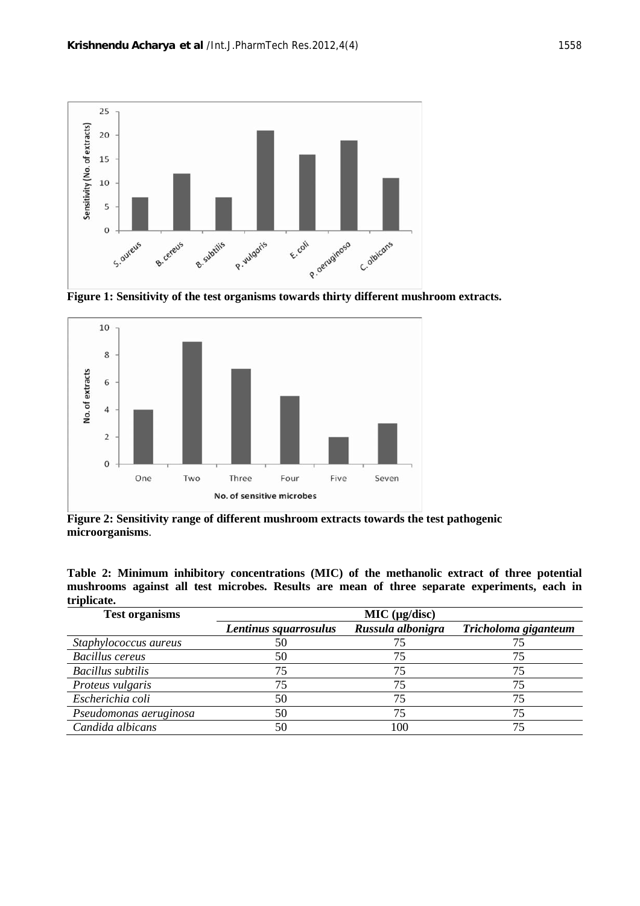**Figure 1: Sensitivity of the test organisms towards thirty different mushroom extracts.**

**Figure 2: Sensitivity range of different mushroom extracts towards the test pathogenic microorganisms**.

**Table 2: Minimum inhibitory concentrations (MIC) of the methanolic extract of three potential mushrooms against all test microbes. Results are mean of three separate experiments, each in triplicate.**

| Test organisms | MIC (µg/disc) | | |
|---|---|---|---|
| | ***Lentinus squarrosulus*** | ***Russula albonigra*** | ***Tricholoma giganteum*** |
| *Staphylococcus aureus* | 50 | 75 | 75 |
| *Bacillus cereus* | 50 | 75 | 75 |
| *Bacillus subtilis* | 75 | 75 | 75 |
| *Proteus vulgaris* | 75 | 75 | 75 |
| *Escherichia coli* | 50 | 75 | 75 |
| *Pseudomonas aeruginosa* | 50 | 75 | 75 |
| *Candida albicans* | 50 | 100 | 75 |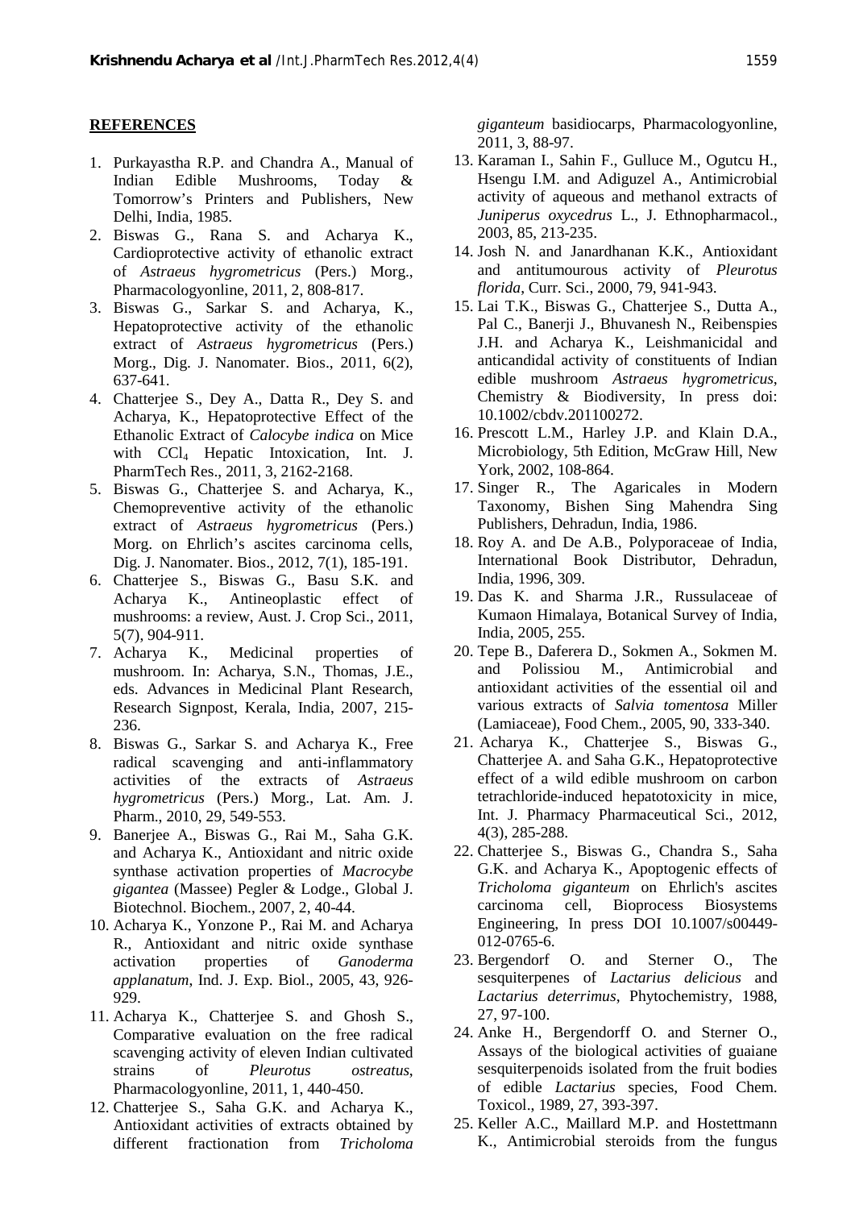## REFERENCES

1. Purkayastha R.P. and Chandra A., Manual of Indian Edible Mushrooms, Today & Tomorrow's Printers and Publishers, New Delhi, India, 1985.
2. Biswas G., Rana S. and Acharya K., Cardioprotective activity of ethanolic extract of *Astraeus hygrometricus* (Pers.) Morg., Pharmacologyonline, 2011, 2, 808-817.
3. Biswas G., Sarkar S. and Acharya, K., Hepatoprotective activity of the ethanolic extract of *Astraeus hygrometricus* (Pers.) Morg., Dig. J. Nanomater. Bios., 2011, 6(2), 637-641.
4. Chatterjee S., Dey A., Datta R., Dey S. and Acharya, K., Hepatoprotective Effect of the Ethanolic Extract of *Calocybe indica* on Mice with $CCl_4$ Hepatic Intoxication, Int. J. PharmTech Res., 2011, 3, 2162-2168.
5. Biswas G., Chatterjee S. and Acharya, K., Chemopreventive activity of the ethanolic extract of *Astraeus hygrometricus* (Pers.) Morg. on Ehrlich's ascites carcinoma cells, Dig. J. Nanomater. Bios., 2012, 7(1), 185-191.
6. Chatterjee S., Biswas G., Basu S.K. and Acharya K., Antineoplastic effect of mushrooms: a review, Aust. J. Crop Sci., 2011, 5(7), 904-911.
7. Acharya K., Medicinal properties of mushroom. In: Acharya, S.N., Thomas, J.E., eds. Advances in Medicinal Plant Research, Research Signpost, Kerala, India, 2007, 215-236.
8. Biswas G., Sarkar S. and Acharya K., Free radical scavenging and anti-inflammatory activities of the extracts of *Astraeus hygrometricus* (Pers.) Morg., Lat. Am. J. Pharm., 2010, 29, 549-553.
9. Banerjee A., Biswas G., Rai M., Saha G.K. and Acharya K., Antioxidant and nitric oxide synthase activation properties of *Macrocybe gigantea* (Massee) Pegler & Lodge., Global J. Biotechnol. Biochem., 2007, 2, 40-44.
10. Acharya K., Yonzone P., Rai M. and Acharya R., Antioxidant and nitric oxide synthase activation properties of *Ganoderma applanatum*, Ind. J. Exp. Biol., 2005, 43, 926-929.
11. Acharya K., Chatterjee S. and Ghosh S., Comparative evaluation on the free radical scavenging activity of eleven Indian cultivated strains of *Pleurotus ostreatus*, Pharmacologyonline, 2011, 1, 440-450.
12. Chatterjee S., Saha G.K. and Acharya K., Antioxidant activities of extracts obtained by different fractionation from *Tricholoma giganteum* basidiocarps, Pharmacologyonline, 2011, 3, 88-97.
13. Karaman I., Sahin F., Gulluce M., Ogutcu H., Hsengu I.M. and Adiguzel A., Antimicrobial activity of aqueous and methanol extracts of *Juniperus oxycedrus* L., J. Ethnopharmacol., 2003, 85, 213-235.
14. Josh N. and Janardhanan K.K., Antioxidant and antitumourous activity of *Pleurotus florida*, Curr. Sci., 2000, 79, 941-943.
15. Lai T.K., Biswas G., Chatterjee S., Dutta A., Pal C., Banerji J., Bhuvanesh N., Reibenspies J.H. and Acharya K., Leishmanicidal and anticandidal activity of constituents of Indian edible mushroom *Astraeus hygrometricus*, Chemistry & Biodiversity, In press doi: 10.1002/cbdv.201100272.
16. Prescott L.M., Harley J.P. and Klain D.A., Microbiology, 5th Edition, McGraw Hill, New York, 2002, 108-864.
17. Singer R., The Agaricales in Modern Taxonomy, Bishen Sing Mahendra Sing Publishers, Dehradun, India, 1986.
18. Roy A. and De A.B., Polyporaceae of India, International Book Distributor, Dehradun, India, 1996, 309.
19. Das K. and Sharma J.R., Russulaceae of Kumaon Himalaya, Botanical Survey of India, India, 2005, 255.
20. Tepe B., Daferera D., Sokmen A., Sokmen M. and Polissiou M., Antimicrobial and antioxidant activities of the essential oil and various extracts of *Salvia tomentosa* Miller (Lamiaceae), Food Chem., 2005, 90, 333-340.
21. Acharya K., Chatterjee S., Biswas G., Chatterjee A. and Saha G.K., Hepatoprotective effect of a wild edible mushroom on carbon tetrachloride-induced hepatotoxicity in mice, Int. J. Pharmacy Pharmaceutical Sci., 2012, 4(3), 285-288.
22. Chatterjee S., Biswas G., Chandra S., Saha G.K. and Acharya K., Apoptogenic effects of *Tricholoma giganteum* on Ehrlich's ascites carcinoma cell, Bioprocess Biosystems Engineering, In press DOI 10.1007/s00449-012-0765-6.
23. Bergendorf O. and Sterner O., The sesquiterpenes of *Lactarius delicious* and *Lactarius deterrimus*, Phytochemistry, 1988, 27, 97-100.
24. Anke H., Bergendorff O. and Sterner O., Assays of the biological activities of guaiane sesquiterpenoids isolated from the fruit bodies of edible *Lactarius* species, Food Chem. Toxicol., 1989, 27, 393-397.
25. Keller A.C., Maillard M.P. and Hostettmann K., Antimicrobial steroids from the fungus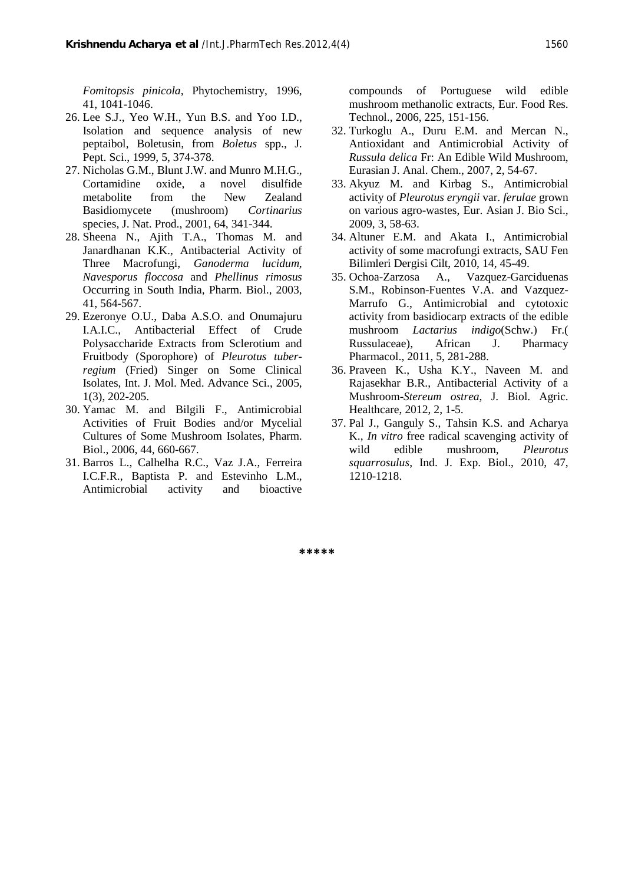*Fomitopsis pinicola*, Phytochemistry, 1996, 41, 1041-1046.

26. Lee S.J., Yeo W.H., Yun B.S. and Yoo I.D., Isolation and sequence analysis of new peptaibol, Boletusin, from *Boletus* spp., J. Pept. Sci., 1999, 5, 374-378.
27. Nicholas G.M., Blunt J.W. and Munro M.H.G., Cortamidine oxide, a novel disulfide metabolite from the New Zealand Basidiomycete (mushroom) *Cortinarius* species, J. Nat. Prod., 2001, 64, 341-344.
28. Sheena N., Ajith T.A., Thomas M. and Janardhanan K.K., Antibacterial Activity of Three Macrofungi, *Ganoderma lucidum*, *Navesporus floccosa* and *Phellinus rimosus* Occurring in South India, Pharm. Biol., 2003, 41, 564-567.
29. Ezeronye O.U., Daba A.S.O. and Onumajuru I.A.I.C., Antibacterial Effect of Crude Polysaccharide Extracts from Sclerotium and Fruitbody (Sporophore) of *Pleurotus tuber-regium* (Fried) Singer on Some Clinical Isolates, Int. J. Mol. Med. Advance Sci., 2005, 1(3), 202-205.
30. Yamac M. and Bilgili F., Antimicrobial Activities of Fruit Bodies and/or Mycelial Cultures of Some Mushroom Isolates, Pharm. Biol., 2006, 44, 660-667.
31. Barros L., Calhelha R.C., Vaz J.A., Ferreira I.C.F.R., Baptista P. and Estevinho L.M., Antimicrobial activity and bioactive compounds of Portuguese wild edible mushroom methanolic extracts, Eur. Food Res. Technol., 2006, 225, 151-156.
32. Turkoglu A., Duru E.M. and Mercan N., Antioxidant and Antimicrobial Activity of *Russula delica* Fr: An Edible Wild Mushroom, Eurasian J. Anal. Chem., 2007, 2, 54-67.
33. Akyuz M. and Kirbag S., Antimicrobial activity of *Pleurotus eryngii* var. *ferulae* grown on various agro-wastes, Eur. Asian J. Bio Sci., 2009, 3, 58-63.
34. Altuner E.M. and Akata I., Antimicrobial activity of some macrofungi extracts, SAU Fen Bilimleri Dergisi Cilt, 2010, 14, 45-49.
35. Ochoa-Zarzosa A., Vazquez-Garciduenas S.M., Robinson-Fuentes V.A. and Vazquez-Marrufo G., Antimicrobial and cytotoxic activity from basidiocarp extracts of the edible mushroom *Lactarius indigo*(Schw.) Fr.( Russulaceae), African J. Pharmacy Pharmacol., 2011, 5, 281-288.
36. Praveen K., Usha K.Y., Naveen M. and Rajasekhar B.R., Antibacterial Activity of a Mushroom-*Stereum ostrea*, J. Biol. Agric. Healthcare, 2012, 2, 1-5.
37. Pal J., Ganguly S., Tahsin K.S. and Acharya K., *In vitro* free radical scavenging activity of wild edible mushroom, *Pleurotus squarrosulus*, Ind. J. Exp. Biol., 2010, 47, 1210-1218.

**\*\*\*\*\***